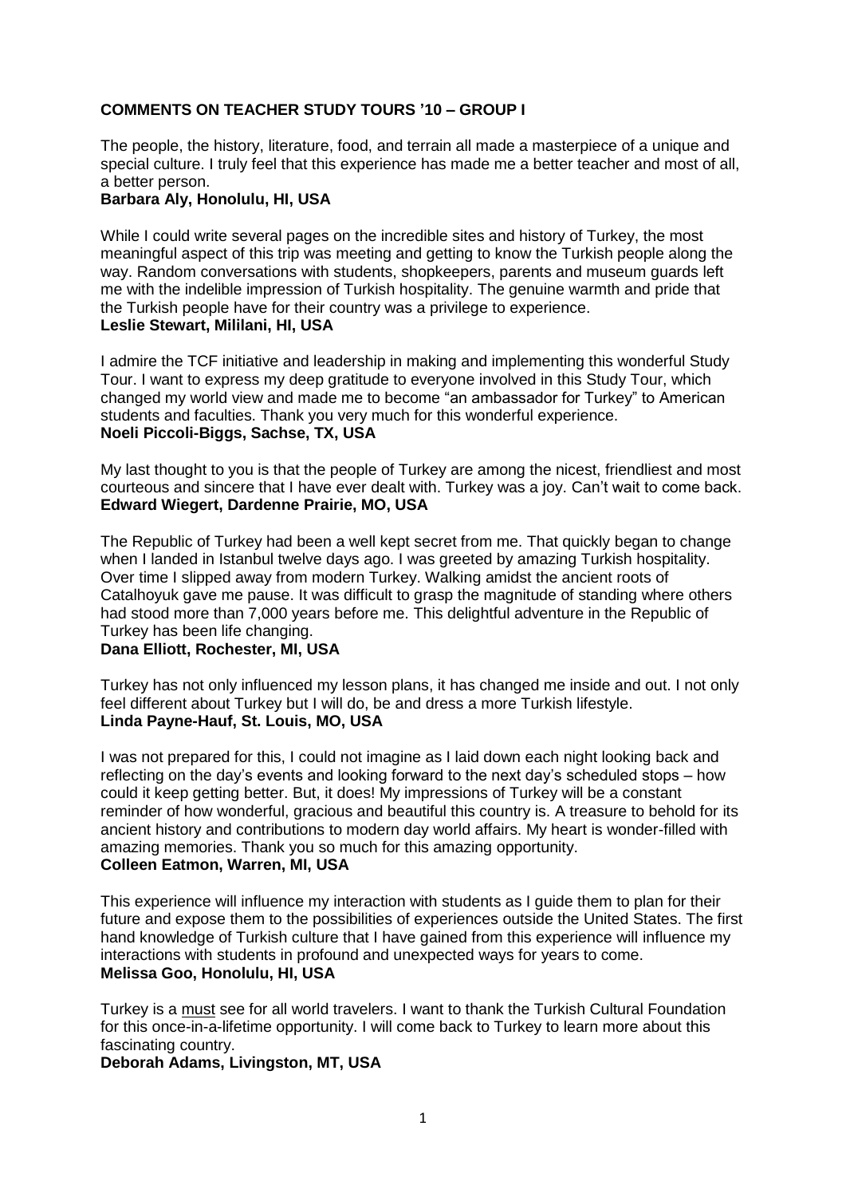**COMMENTS ON TEACHER STUDY TOURS '10 – GROUP I**

The people, the history, literature, food, and terrain all made a masterpiece of a unique and special culture. I truly feel that this experience has made me a better teacher and most of all, a better person.
**Barbara Aly, Honolulu, HI, USA**

While I could write several pages on the incredible sites and history of Turkey, the most meaningful aspect of this trip was meeting and getting to know the Turkish people along the way. Random conversations with students, shopkeepers, parents and museum guards left me with the indelible impression of Turkish hospitality. The genuine warmth and pride that the Turkish people have for their country was a privilege to experience.
**Leslie Stewart, Mililani, HI, USA**

I admire the TCF initiative and leadership in making and implementing this wonderful Study Tour. I want to express my deep gratitude to everyone involved in this Study Tour, which changed my world view and made me to become "an ambassador for Turkey" to American students and faculties. Thank you very much for this wonderful experience.
**Noeli Piccoli-Biggs, Sachse, TX, USA**

My last thought to you is that the people of Turkey are among the nicest, friendliest and most courteous and sincere that I have ever dealt with. Turkey was a joy. Can't wait to come back.
**Edward Wiegert, Dardenne Prairie, MO, USA**

The Republic of Turkey had been a well kept secret from me. That quickly began to change when I landed in Istanbul twelve days ago. I was greeted by amazing Turkish hospitality. Over time I slipped away from modern Turkey. Walking amidst the ancient roots of Catalhoyuk gave me pause. It was difficult to grasp the magnitude of standing where others had stood more than 7,000 years before me. This delightful adventure in the Republic of Turkey has been life changing.
**Dana Elliott, Rochester, MI, USA**

Turkey has not only influenced my lesson plans, it has changed me inside and out. I not only feel different about Turkey but I will do, be and dress a more Turkish lifestyle.
**Linda Payne-Hauf, St. Louis, MO, USA**

I was not prepared for this, I could not imagine as I laid down each night looking back and reflecting on the day's events and looking forward to the next day's scheduled stops – how could it keep getting better. But, it does! My impressions of Turkey will be a constant reminder of how wonderful, gracious and beautiful this country is. A treasure to behold for its ancient history and contributions to modern day world affairs. My heart is wonder-filled with amazing memories. Thank you so much for this amazing opportunity.
**Colleen Eatmon, Warren, MI, USA**

This experience will influence my interaction with students as I guide them to plan for their future and expose them to the possibilities of experiences outside the United States. The first hand knowledge of Turkish culture that I have gained from this experience will influence my interactions with students in profound and unexpected ways for years to come.
**Melissa Goo, Honolulu, HI, USA**

Turkey is a <u>must</u> see for all world travelers. I want to thank the Turkish Cultural Foundation for this once-in-a-lifetime opportunity. I will come back to Turkey to learn more about this fascinating country.
**Deborah Adams, Livingston, MT, USA**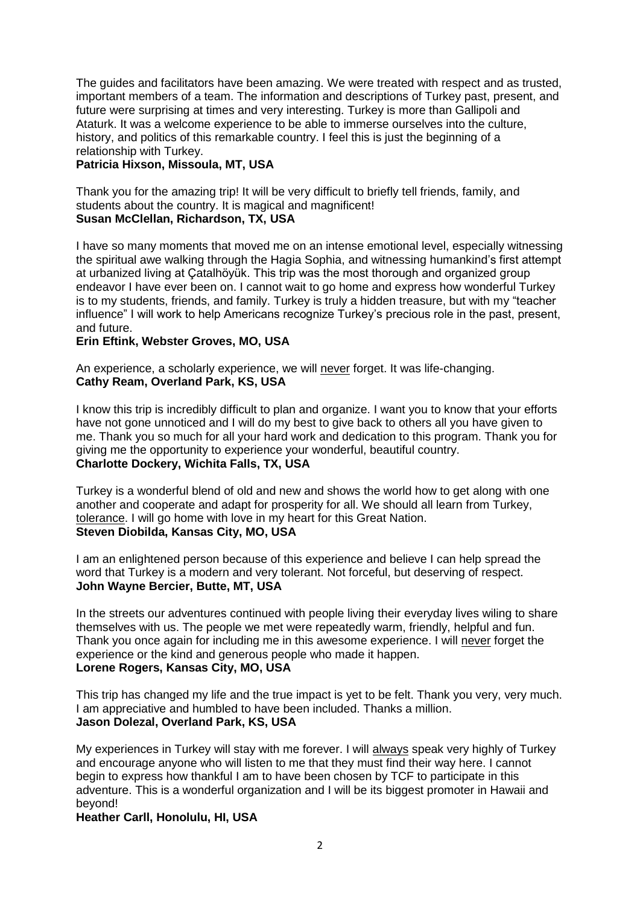The guides and facilitators have been amazing. We were treated with respect and as trusted, important members of a team. The information and descriptions of Turkey past, present, and future were surprising at times and very interesting. Turkey is more than Gallipoli and Ataturk. It was a welcome experience to be able to immerse ourselves into the culture, history, and politics of this remarkable country. I feel this is just the beginning of a relationship with Turkey.
**Patricia Hixson, Missoula, MT, USA**

Thank you for the amazing trip! It will be very difficult to briefly tell friends, family, and students about the country. It is magical and magnificent!
**Susan McClellan, Richardson, TX, USA**

I have so many moments that moved me on an intense emotional level, especially witnessing the spiritual awe walking through the Hagia Sophia, and witnessing humankind's first attempt at urbanized living at Çatalhöyük. This trip was the most thorough and organized group endeavor I have ever been on. I cannot wait to go home and express how wonderful Turkey is to my students, friends, and family. Turkey is truly a hidden treasure, but with my "teacher influence" I will work to help Americans recognize Turkey's precious role in the past, present, and future.
**Erin Eftink, Webster Groves, MO, USA**

An experience, a scholarly experience, we will <u>never</u> forget. It was life-changing.
**Cathy Ream, Overland Park, KS, USA**

I know this trip is incredibly difficult to plan and organize. I want you to know that your efforts have not gone unnoticed and I will do my best to give back to others all you have given to me. Thank you so much for all your hard work and dedication to this program. Thank you for giving me the opportunity to experience your wonderful, beautiful country.
**Charlotte Dockery, Wichita Falls, TX, USA**

Turkey is a wonderful blend of old and new and shows the world how to get along with one another and cooperate and adapt for prosperity for all. We should all learn from Turkey, <u>tolerance</u>. I will go home with love in my heart for this Great Nation.
**Steven Diobilda, Kansas City, MO, USA**

I am an enlightened person because of this experience and believe I can help spread the word that Turkey is a modern and very tolerant. Not forceful, but deserving of respect.
**John Wayne Bercier, Butte, MT, USA**

In the streets our adventures continued with people living their everyday lives wiling to share themselves with us. The people we met were repeatedly warm, friendly, helpful and fun. Thank you once again for including me in this awesome experience. I will <u>never</u> forget the experience or the kind and generous people who made it happen.
**Lorene Rogers, Kansas City, MO, USA**

This trip has changed my life and the true impact is yet to be felt. Thank you very, very much. I am appreciative and humbled to have been included. Thanks a million.
**Jason Dolezal, Overland Park, KS, USA**

My experiences in Turkey will stay with me forever. I will <u>always</u> speak very highly of Turkey and encourage anyone who will listen to me that they must find their way here. I cannot begin to express how thankful I am to have been chosen by TCF to participate in this adventure. This is a wonderful organization and I will be its biggest promoter in Hawaii and beyond!
**Heather Carll, Honolulu, HI, USA**